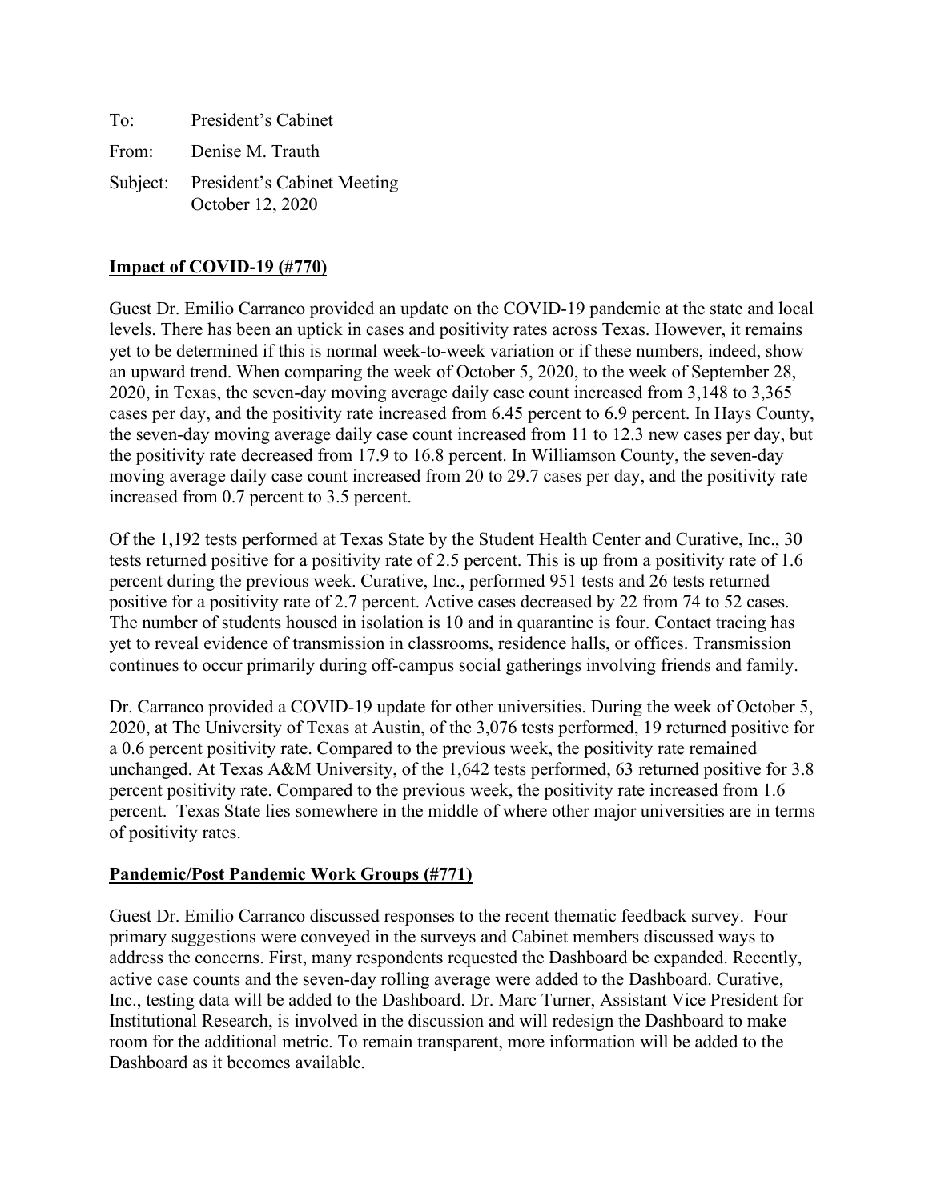To: President's Cabinet

From: Denise M. Trauth

Subject: President's Cabinet Meeting
October 12, 2020

## Impact of COVID-19 (#770)

Guest Dr. Emilio Carranco provided an update on the COVID-19 pandemic at the state and local levels. There has been an uptick in cases and positivity rates across Texas. However, it remains yet to be determined if this is normal week-to-week variation or if these numbers, indeed, show an upward trend. When comparing the week of October 5, 2020, to the week of September 28, 2020, in Texas, the seven-day moving average daily case count increased from 3,148 to 3,365 cases per day, and the positivity rate increased from 6.45 percent to 6.9 percent. In Hays County, the seven-day moving average daily case count increased from 11 to 12.3 new cases per day, but the positivity rate decreased from 17.9 to 16.8 percent. In Williamson County, the seven-day moving average daily case count increased from 20 to 29.7 cases per day, and the positivity rate increased from 0.7 percent to 3.5 percent.

Of the 1,192 tests performed at Texas State by the Student Health Center and Curative, Inc., 30 tests returned positive for a positivity rate of 2.5 percent. This is up from a positivity rate of 1.6 percent during the previous week. Curative, Inc., performed 951 tests and 26 tests returned positive for a positivity rate of 2.7 percent. Active cases decreased by 22 from 74 to 52 cases. The number of students housed in isolation is 10 and in quarantine is four. Contact tracing has yet to reveal evidence of transmission in classrooms, residence halls, or offices. Transmission continues to occur primarily during off-campus social gatherings involving friends and family.

Dr. Carranco provided a COVID-19 update for other universities. During the week of October 5, 2020, at The University of Texas at Austin, of the 3,076 tests performed, 19 returned positive for a 0.6 percent positivity rate. Compared to the previous week, the positivity rate remained unchanged. At Texas A&M University, of the 1,642 tests performed, 63 returned positive for 3.8 percent positivity rate. Compared to the previous week, the positivity rate increased from 1.6 percent. Texas State lies somewhere in the middle of where other major universities are in terms of positivity rates.

## Pandemic/Post Pandemic Work Groups (#771)

Guest Dr. Emilio Carranco discussed responses to the recent thematic feedback survey. Four primary suggestions were conveyed in the surveys and Cabinet members discussed ways to address the concerns. First, many respondents requested the Dashboard be expanded. Recently, active case counts and the seven-day rolling average were added to the Dashboard. Curative, Inc., testing data will be added to the Dashboard. Dr. Marc Turner, Assistant Vice President for Institutional Research, is involved in the discussion and will redesign the Dashboard to make room for the additional metric. To remain transparent, more information will be added to the Dashboard as it becomes available.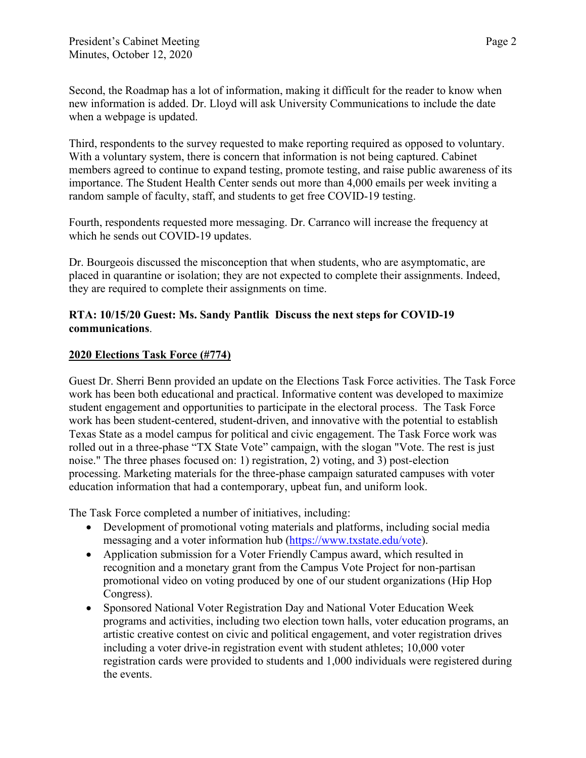Second, the Roadmap has a lot of information, making it difficult for the reader to know when new information is added. Dr. Lloyd will ask University Communications to include the date when a webpage is updated.

Third, respondents to the survey requested to make reporting required as opposed to voluntary. With a voluntary system, there is concern that information is not being captured. Cabinet members agreed to continue to expand testing, promote testing, and raise public awareness of its importance. The Student Health Center sends out more than 4,000 emails per week inviting a random sample of faculty, staff, and students to get free COVID-19 testing.

Fourth, respondents requested more messaging. Dr. Carranco will increase the frequency at which he sends out COVID-19 updates.

Dr. Bourgeois discussed the misconception that when students, who are asymptomatic, are placed in quarantine or isolation; they are not expected to complete their assignments. Indeed, they are required to complete their assignments on time.

**RTA: 10/15/20 Guest: Ms. Sandy Pantlik Discuss the next steps for COVID-19 communications**.

**2020 Elections Task Force (#774)**

Guest Dr. Sherri Benn provided an update on the Elections Task Force activities. The Task Force work has been both educational and practical. Informative content was developed to maximize student engagement and opportunities to participate in the electoral process. The Task Force work has been student-centered, student-driven, and innovative with the potential to establish Texas State as a model campus for political and civic engagement. The Task Force work was rolled out in a three-phase "TX State Vote" campaign, with the slogan "Vote. The rest is just noise." The three phases focused on: 1) registration, 2) voting, and 3) post-election processing. Marketing materials for the three-phase campaign saturated campuses with voter education information that had a contemporary, upbeat fun, and uniform look.

The Task Force completed a number of initiatives, including:

- Development of promotional voting materials and platforms, including social media messaging and a voter information hub (https://www.txstate.edu/vote).
- Application submission for a Voter Friendly Campus award, which resulted in recognition and a monetary grant from the Campus Vote Project for non-partisan promotional video on voting produced by one of our student organizations (Hip Hop Congress).
- Sponsored National Voter Registration Day and National Voter Education Week programs and activities, including two election town halls, voter education programs, an artistic creative contest on civic and political engagement, and voter registration drives including a voter drive-in registration event with student athletes; 10,000 voter registration cards were provided to students and 1,000 individuals were registered during the events.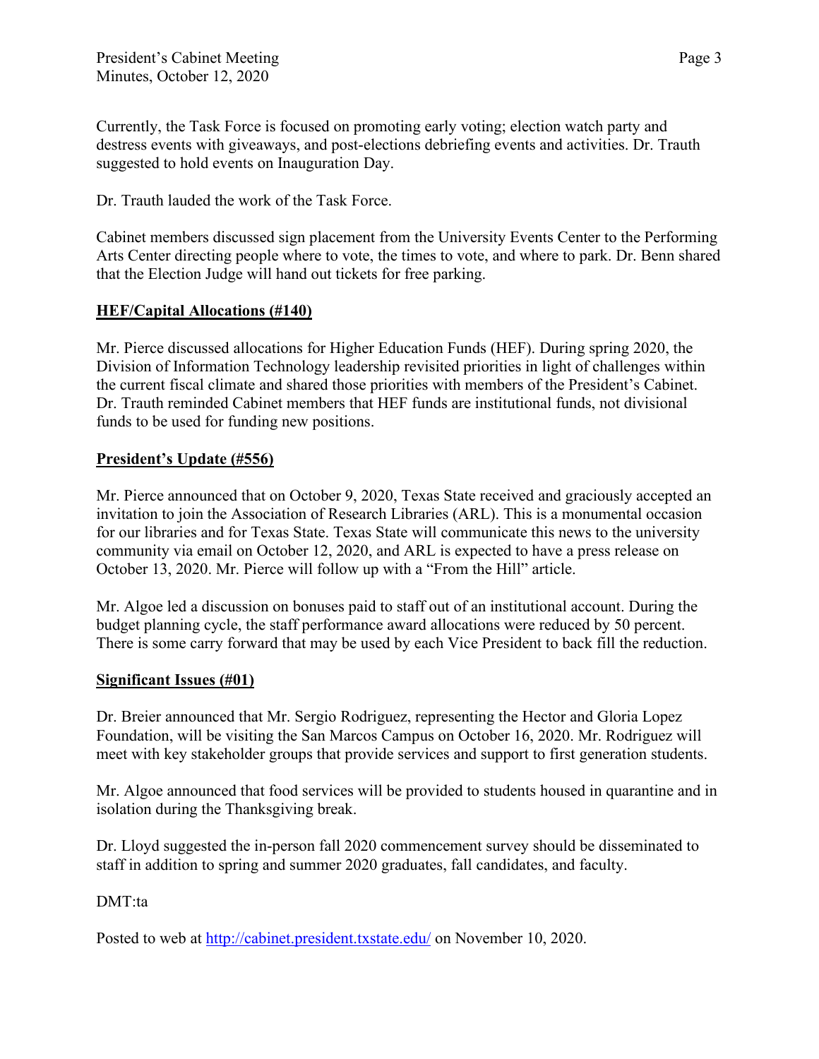Currently, the Task Force is focused on promoting early voting; election watch party and destress events with giveaways, and post-elections debriefing events and activities. Dr. Trauth suggested to hold events on Inauguration Day.

Dr. Trauth lauded the work of the Task Force.

Cabinet members discussed sign placement from the University Events Center to the Performing Arts Center directing people where to vote, the times to vote, and where to park. Dr. Benn shared that the Election Judge will hand out tickets for free parking.

**HEF/Capital Allocations (#140)**

Mr. Pierce discussed allocations for Higher Education Funds (HEF). During spring 2020, the Division of Information Technology leadership revisited priorities in light of challenges within the current fiscal climate and shared those priorities with members of the President's Cabinet. Dr. Trauth reminded Cabinet members that HEF funds are institutional funds, not divisional funds to be used for funding new positions.

**President's Update (#556)**

Mr. Pierce announced that on October 9, 2020, Texas State received and graciously accepted an invitation to join the Association of Research Libraries (ARL). This is a monumental occasion for our libraries and for Texas State. Texas State will communicate this news to the university community via email on October 12, 2020, and ARL is expected to have a press release on October 13, 2020. Mr. Pierce will follow up with a "From the Hill" article.

Mr. Algoe led a discussion on bonuses paid to staff out of an institutional account. During the budget planning cycle, the staff performance award allocations were reduced by 50 percent. There is some carry forward that may be used by each Vice President to back fill the reduction.

**Significant Issues (#01)**

Dr. Breier announced that Mr. Sergio Rodriguez, representing the Hector and Gloria Lopez Foundation, will be visiting the San Marcos Campus on October 16, 2020. Mr. Rodriguez will meet with key stakeholder groups that provide services and support to first generation students.

Mr. Algoe announced that food services will be provided to students housed in quarantine and in isolation during the Thanksgiving break.

Dr. Lloyd suggested the in-person fall 2020 commencement survey should be disseminated to staff in addition to spring and summer 2020 graduates, fall candidates, and faculty.

DMT:ta

Posted to web at http://cabinet.president.txstate.edu/ on November 10, 2020.